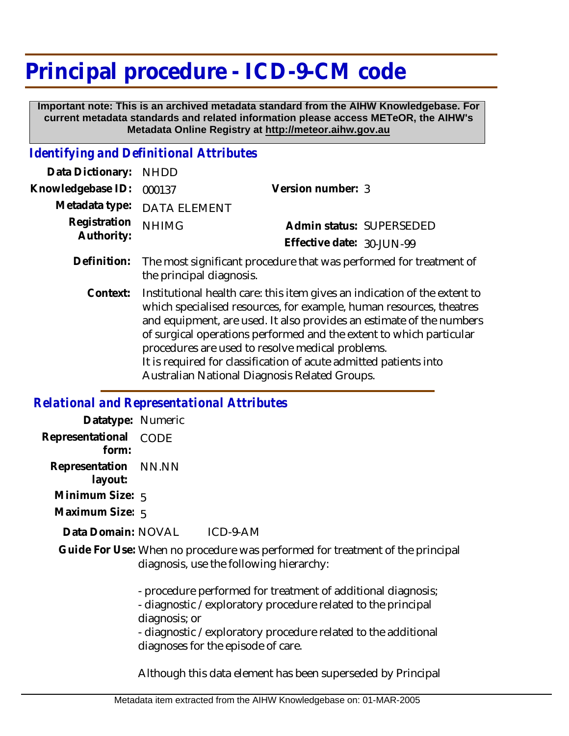# Principal procedure - ICD-9-CM code

**Important note: This is an archived metadata standard from the AIHW Knowledgebase. For current metadata standards and related information please access METeOR, the AIHW's Metadata Online Registry at http://meteor.aihw.gov.au**

## *Identifying and Definitional Attributes*

**Data Dictionary:** NHDD

**Knowledgebase ID:** 000137

**Version number:** 3

**Metadata type:** DATA ELEMENT

**Registration Authority:** NHIMG

**Admin status:** SUPERSEDED

**Effective date:** 30-JUN-99

**Definition:** The most significant procedure that was performed for treatment of the principal diagnosis.

**Context:** Institutional health care: this item gives an indication of the extent to which specialised resources, for example, human resources, theatres and equipment, are used. It also provides an estimate of the numbers of surgical operations performed and the extent to which particular procedures are used to resolve medical problems.
It is required for classification of acute admitted patients into Australian National Diagnosis Related Groups.

## *Relational and Representational Attributes*

**Datatype:** Numeric

**Representational form:** CODE

**Representation layout:** NN.NN

**Minimum Size:** 5

**Maximum Size:** 5

**Data Domain:** NOVAL ICD-9-AM

**Guide For Use:** When no procedure was performed for treatment of the principal diagnosis, use the following hierarchy:

- procedure performed for treatment of additional diagnosis;
- diagnostic / exploratory procedure related to the principal diagnosis; or
- diagnostic / exploratory procedure related to the additional diagnoses for the episode of care.

Although this data element has been superseded by Principal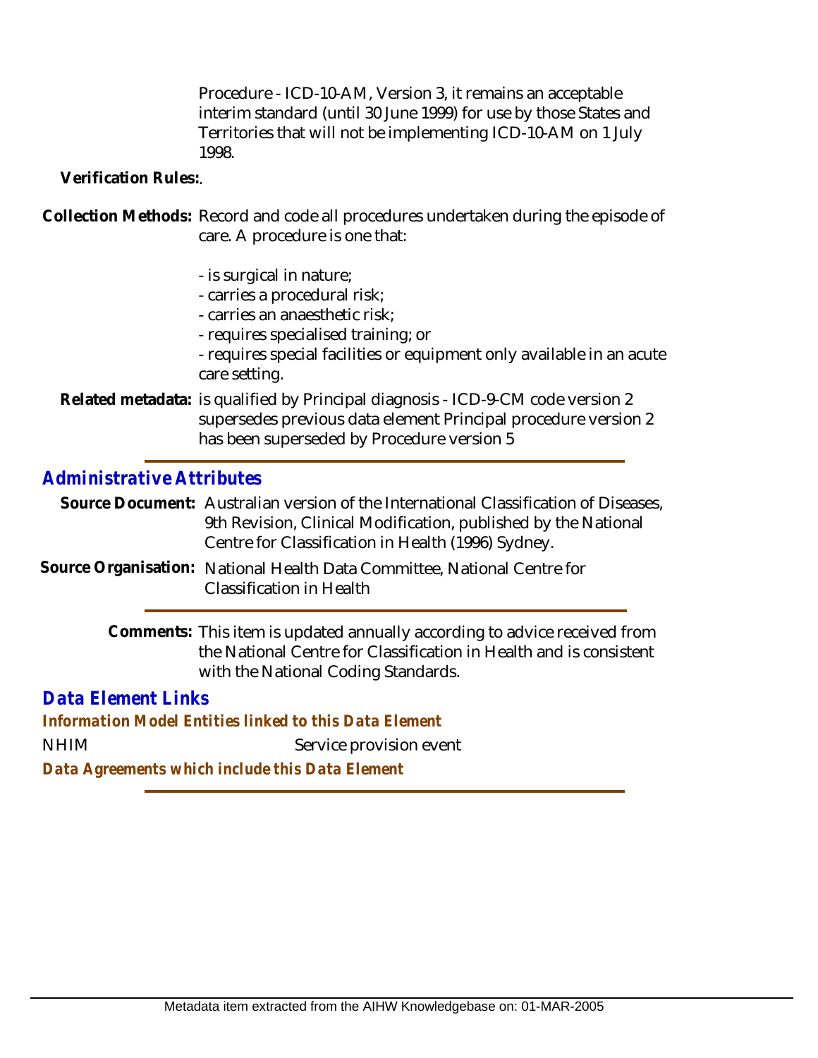Procedure - ICD-10-AM, Version 3, it remains an acceptable interim standard (until 30 June 1999) for use by those States and Territories that will not be implementing ICD-10-AM on 1 July 1998.

**Verification Rules:** .

**Collection Methods:** Record and code all procedures undertaken during the episode of care. A procedure is one that:

- is surgical in nature;
- carries a procedural risk;
- carries an anaesthetic risk;
- requires specialised training; or
- requires special facilities or equipment only available in an acute care setting.

**Related metadata:** is qualified by Principal diagnosis - ICD-9-CM code version 2 supersedes previous data element Principal procedure version 2 has been superseded by Procedure version 5

## *Administrative Attributes*

**Source Document:** Australian version of the International Classification of Diseases, 9th Revision, Clinical Modification, published by the National Centre for Classification in Health (1996) Sydney.

**Source Organisation:** National Health Data Committee, National Centre for Classification in Health

**Comments:** This item is updated annually according to advice received from the National Centre for Classification in Health and is consistent with the National Coding Standards.

## *Data Element Links*

### *Information Model Entities linked to this Data Element*

NHIM — Service provision event

### *Data Agreements which include this Data Element*